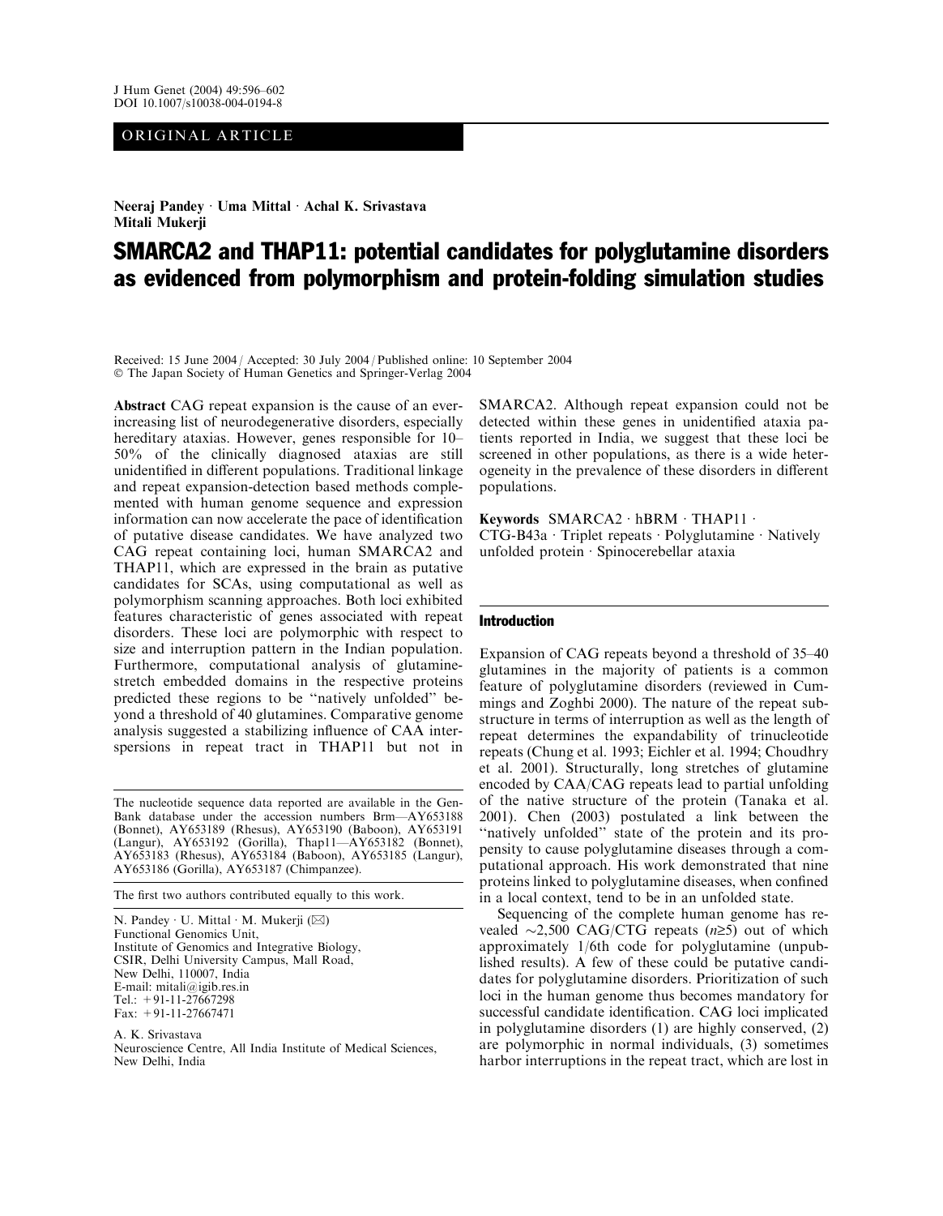J Hum Genet (2004) 49:596–602
DOI 10.1007/s10038-004-0194-8

ORIGINAL ARTICLE

**Neeraj Pandey · Uma Mittal · Achal K. Srivastava
Mitali Mukerji**

# SMARCA2 and THAP11: potential candidates for polyglutamine disorders as evidenced from polymorphism and protein-folding simulation studies

Received: 15 June 2004 / Accepted: 30 July 2004 / Published online: 10 September 2004
© The Japan Society of Human Genetics and Springer-Verlag 2004

**Abstract** CAG repeat expansion is the cause of an ever-increasing list of neurodegenerative disorders, especially hereditary ataxias. However, genes responsible for 10–50% of the clinically diagnosed ataxias are still unidentified in different populations. Traditional linkage and repeat expansion-detection based methods complemented with human genome sequence and expression information can now accelerate the pace of identification of putative disease candidates. We have analyzed two CAG repeat containing loci, human SMARCA2 and THAP11, which are expressed in the brain as putative candidates for SCAs, using computational as well as polymorphism scanning approaches. Both loci exhibited features characteristic of genes associated with repeat disorders. These loci are polymorphic with respect to size and interruption pattern in the Indian population. Furthermore, computational analysis of glutamine-stretch embedded domains in the respective proteins predicted these regions to be "natively unfolded" beyond a threshold of 40 glutamines. Comparative genome analysis suggested a stabilizing influence of CAA interspersions in repeat tract in THAP11 but not in SMARCA2. Although repeat expansion could not be detected within these genes in unidentified ataxia patients reported in India, we suggest that these loci be screened in other populations, as there is a wide heterogeneity in the prevalence of these disorders in different populations.

**Keywords** SMARCA2 · hBRM · THAP11 · CTG-B43a · Triplet repeats · Polyglutamine · Natively unfolded protein · Spinocerebellar ataxia

The nucleotide sequence data reported are available in the GenBank database under the accession numbers Brm—AY653188 (Bonnet), AY653189 (Rhesus), AY653190 (Baboon), AY653191 (Langur), AY653192 (Gorilla), Thap11—AY653182 (Bonnet), AY653183 (Rhesus), AY653184 (Baboon), AY653185 (Langur), AY653186 (Gorilla), AY653187 (Chimpanzee).

The first two authors contributed equally to this work.

N. Pandey · U. Mittal · M. Mukerji (✉)
Functional Genomics Unit,
Institute of Genomics and Integrative Biology,
CSIR, Delhi University Campus, Mall Road,
New Delhi, 110007, India
E-mail: mitali@igib.res.in
Tel.: +91-11-27667298
Fax: +91-11-27667471

A. K. Srivastava
Neuroscience Centre, All India Institute of Medical Sciences,
New Delhi, India

## Introduction

Expansion of CAG repeats beyond a threshold of 35–40 glutamines in the majority of patients is a common feature of polyglutamine disorders (reviewed in Cummings and Zoghbi 2000). The nature of the repeat substructure in terms of interruption as well as the length of repeat determines the expandability of trinucleotide repeats (Chung et al. 1993; Eichler et al. 1994; Choudhry et al. 2001). Structurally, long stretches of glutamine encoded by CAA/CAG repeats lead to partial unfolding of the native structure of the protein (Tanaka et al. 2001). Chen (2003) postulated a link between the "natively unfolded" state of the protein and its propensity to cause polyglutamine diseases through a computational approach. His work demonstrated that nine proteins linked to polyglutamine diseases, when confined in a local context, tend to be in an unfolded state.

Sequencing of the complete human genome has revealed ~2,500 CAG/CTG repeats ($n \geq 5$) out of which approximately 1/6th code for polyglutamine (unpublished results). A few of these could be putative candidates for polyglutamine disorders. Prioritization of such loci in the human genome thus becomes mandatory for successful candidate identification. CAG loci implicated in polyglutamine disorders (1) are highly conserved, (2) are polymorphic in normal individuals, (3) sometimes harbor interruptions in the repeat tract, which are lost in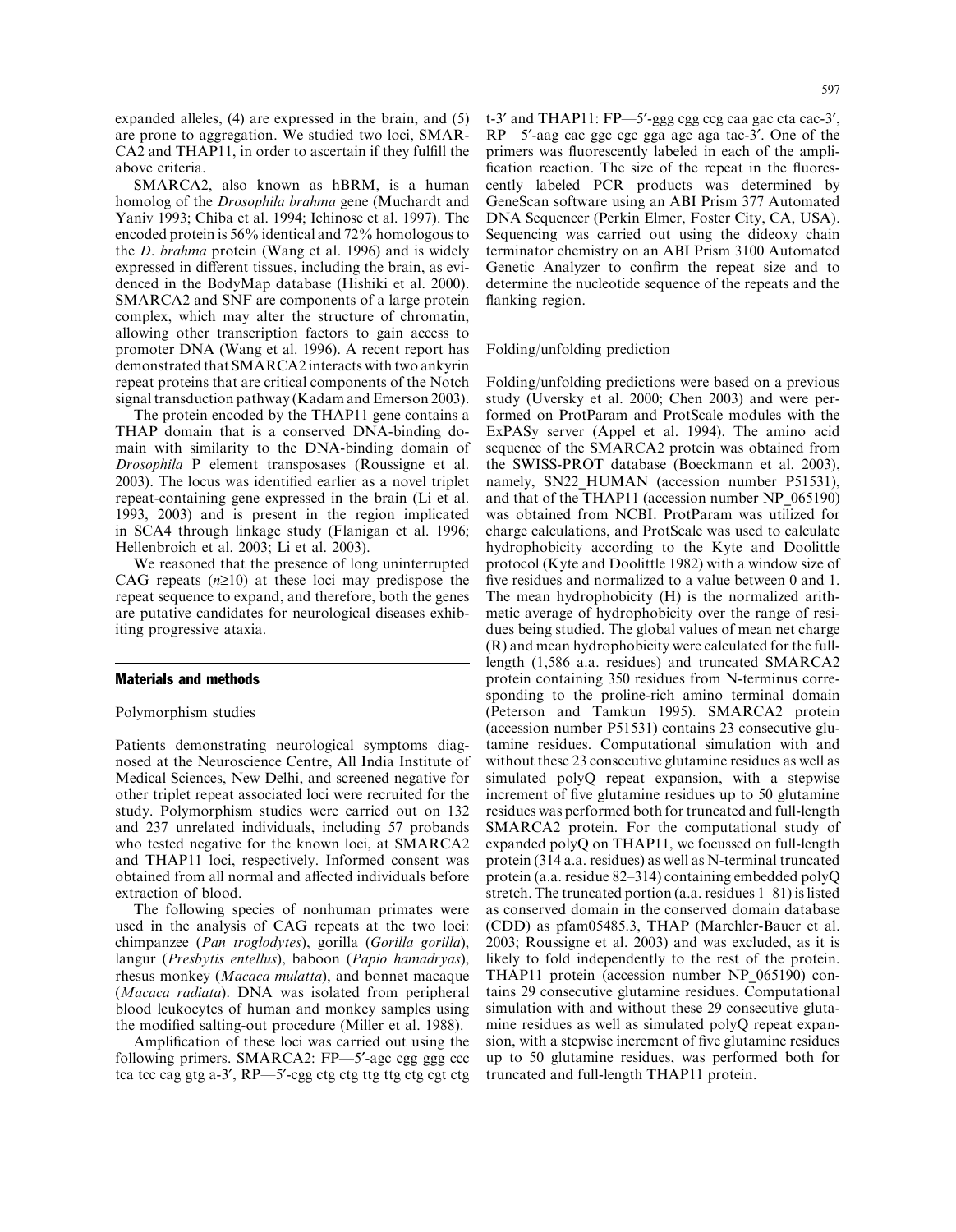expanded alleles, (4) are expressed in the brain, and (5) are prone to aggregation. We studied two loci, SMARCA2 and THAP11, in order to ascertain if they fulfill the above criteria.

SMARCA2, also known as hBRM, is a human homolog of the *Drosophila brahma* gene (Muchardt and Yaniv 1993; Chiba et al. 1994; Ichinose et al. 1997). The encoded protein is 56% identical and 72% homologous to the *D. brahma* protein (Wang et al. 1996) and is widely expressed in different tissues, including the brain, as evidenced in the BodyMap database (Hishiki et al. 2000). SMARCA2 and SNF are components of a large protein complex, which may alter the structure of chromatin, allowing other transcription factors to gain access to promoter DNA (Wang et al. 1996). A recent report has demonstrated that SMARCA2 interacts with two ankyrin repeat proteins that are critical components of the Notch signal transduction pathway (Kadam and Emerson 2003).

The protein encoded by the THAP11 gene contains a THAP domain that is a conserved DNA-binding domain with similarity to the DNA-binding domain of *Drosophila* P element transposases (Roussigne et al. 2003). The locus was identified earlier as a novel triplet repeat-containing gene expressed in the brain (Li et al. 1993, 2003) and is present in the region implicated in SCA4 through linkage study (Flanigan et al. 1996; Hellenbroich et al. 2003; Li et al. 2003).

We reasoned that the presence of long uninterrupted CAG repeats ($n \geq 10$) at these loci may predispose the repeat sequence to expand, and therefore, both the genes are putative candidates for neurological diseases exhibiting progressive ataxia.

## Materials and methods

### Polymorphism studies

Patients demonstrating neurological symptoms diagnosed at the Neuroscience Centre, All India Institute of Medical Sciences, New Delhi, and screened negative for other triplet repeat associated loci were recruited for the study. Polymorphism studies were carried out on 132 and 237 unrelated individuals, including 57 probands who tested negative for the known loci, at SMARCA2 and THAP11 loci, respectively. Informed consent was obtained from all normal and affected individuals before extraction of blood.

The following species of nonhuman primates were used in the analysis of CAG repeats at the two loci: chimpanzee (*Pan troglodytes*), gorilla (*Gorilla gorilla*), langur (*Presbytis entellus*), baboon (*Papio hamadryas*), rhesus monkey (*Macaca mulatta*), and bonnet macaque (*Macaca radiata*). DNA was isolated from peripheral blood leukocytes of human and monkey samples using the modified salting-out procedure (Miller et al. 1988).

Amplification of these loci was carried out using the following primers. SMARCA2: FP—5′-agc cgg ggg ccc tca tcc cag gtg a-3′, RP—5′-cgg ctg ctg ttg ttg ctg cgt ctg t-3′ and THAP11: FP—5′-ggg cgg ccg caa gac cta cac-3′, RP—5′-aag cac ggc cgc gga agc aga tac-3′. One of the primers was fluorescently labeled in each of the amplification reaction. The size of the repeat in the fluorescently labeled PCR products was determined by GeneScan software using an ABI Prism 377 Automated DNA Sequencer (Perkin Elmer, Foster City, CA, USA). Sequencing was carried out using the dideoxy chain terminator chemistry on an ABI Prism 3100 Automated Genetic Analyzer to confirm the repeat size and to determine the nucleotide sequence of the repeats and the flanking region.

### Folding/unfolding prediction

Folding/unfolding predictions were based on a previous study (Uversky et al. 2000; Chen 2003) and were performed on ProtParam and ProtScale modules with the ExPASy server (Appel et al. 1994). The amino acid sequence of the SMARCA2 protein was obtained from the SWISS-PROT database (Boeckmann et al. 2003), namely, SN22_HUMAN (accession number P51531), and that of the THAP11 (accession number NP_065190) was obtained from NCBI. ProtParam was utilized for charge calculations, and ProtScale was used to calculate hydrophobicity according to the Kyte and Doolittle protocol (Kyte and Doolittle 1982) with a window size of five residues and normalized to a value between 0 and 1. The mean hydrophobicity (H) is the normalized arithmetic average of hydrophobicity over the range of residues being studied. The global values of mean net charge (R) and mean hydrophobicity were calculated for the full-length (1,586 a.a. residues) and truncated SMARCA2 protein containing 350 residues from N-terminus corresponding to the proline-rich amino terminal domain (Peterson and Tamkun 1995). SMARCA2 protein (accession number P51531) contains 23 consecutive glutamine residues. Computational simulation with and without these 23 consecutive glutamine residues as well as simulated polyQ repeat expansion, with a stepwise increment of five glutamine residues up to 50 glutamine residues was performed both for truncated and full-length SMARCA2 protein. For the computational study of expanded polyQ on THAP11, we focussed on full-length protein (314 a.a. residues) as well as N-terminal truncated protein (a.a. residue 82–314) containing embedded polyQ stretch. The truncated portion (a.a. residues 1–81) is listed as conserved domain in the conserved domain database (CDD) as pfam05485.3, THAP (Marchler-Bauer et al. 2003; Roussigne et al. 2003) and was excluded, as it is likely to fold independently to the rest of the protein. THAP11 protein (accession number NP_065190) contains 29 consecutive glutamine residues. Computational simulation with and without these 29 consecutive glutamine residues as well as simulated polyQ repeat expansion, with a stepwise increment of five glutamine residues up to 50 glutamine residues, was performed both for truncated and full-length THAP11 protein.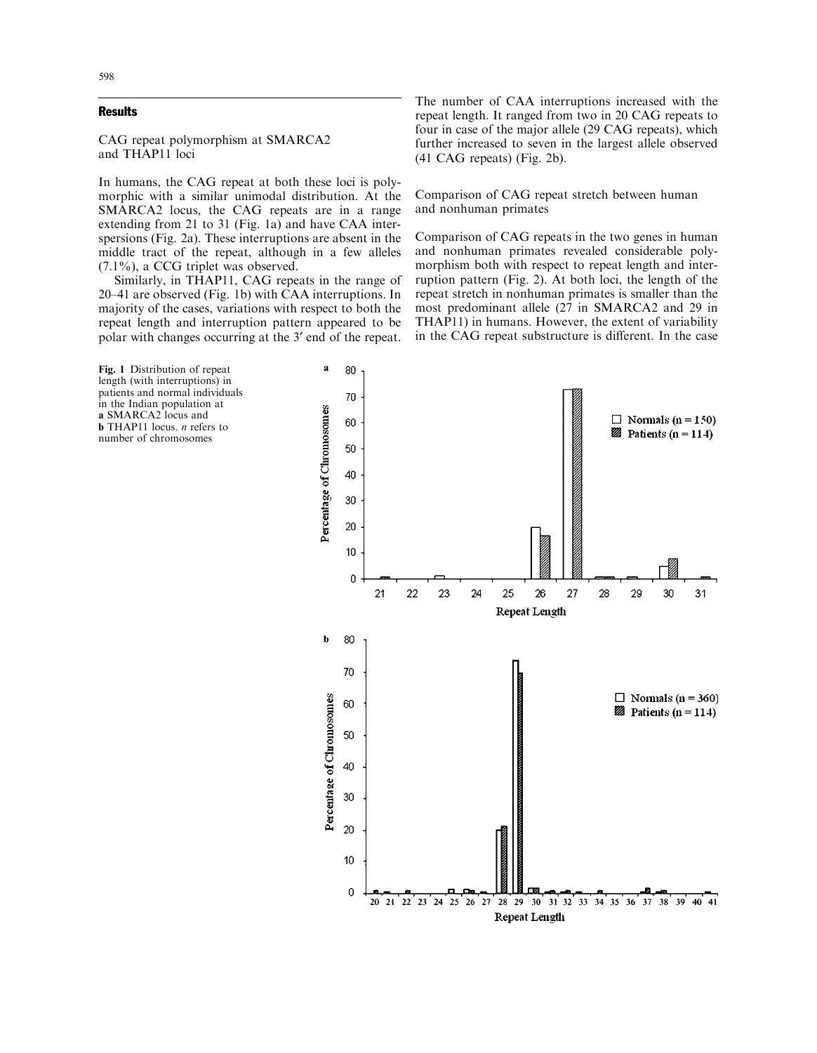## Results

CAG repeat polymorphism at SMARCA2 and THAP11 loci

In humans, the CAG repeat at both these loci is polymorphic with a similar unimodal distribution. At the SMARCA2 locus, the CAG repeats are in a range extending from 21 to 31 (Fig. 1a) and have CAA interspersions (Fig. 2a). These interruptions are absent in the middle tract of the repeat, although in a few alleles (7.1%), a CCG triplet was observed.

Similarly, in THAP11, CAG repeats in the range of 20–41 are observed (Fig. 1b) with CAA interruptions. In majority of the cases, variations with respect to both the repeat length and interruption pattern appeared to be polar with changes occurring at the 3′ end of the repeat. The number of CAA interruptions increased with the repeat length. It ranged from two in 20 CAG repeats to four in case of the major allele (29 CAG repeats), which further increased to seven in the largest allele observed (41 CAG repeats) (Fig. 2b).

Comparison of CAG repeat stretch between human and nonhuman primates

Comparison of CAG repeats in the two genes in human and nonhuman primates revealed considerable polymorphism both with respect to repeat length and interruption pattern (Fig. 2). At both loci, the length of the repeat stretch in nonhuman primates is smaller than the most predominant allele (27 in SMARCA2 and 29 in THAP11) in humans. However, the extent of variability in the CAG repeat substructure is different. In the case

**Fig. 1** Distribution of repeat length (with interruptions) in patients and normal individuals in the Indian population at **a** SMARCA2 locus and **b** THAP11 locus. *n* refers to number of chromosomes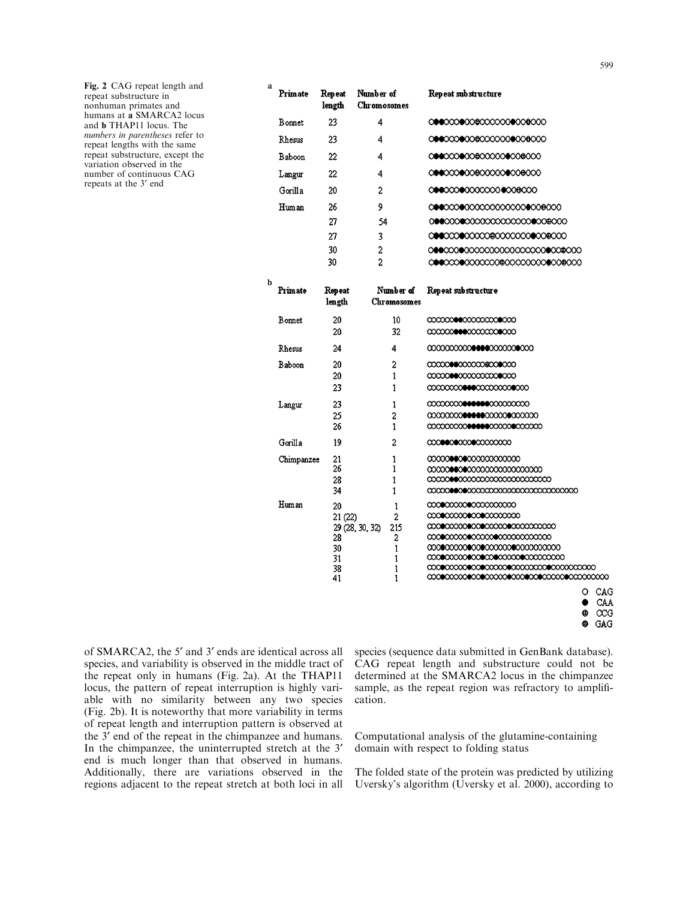Fig. 2 CAG repeat length and repeat substructure in nonhuman primates and humans at **a** SMARCA2 locus and **b** THAP11 locus. The *numbers in parentheses* refer to repeat lengths with the same repeat substructure, except the variation observed in the number of continuous CAG repeats at the 3′ end

**a**

| Primate | Repeat length | Number of Chromosomes |
|---|---|---|
| Bonnet | 23 | 4 |
| Rhesus | 23 | 4 |
| Baboon | 22 | 4 |
| Langur | 22 | 4 |
| Gorilla | 20 | 2 |
| Human | 26 | 9 |
| | 27 | 54 |
| | 27 | 3 |
| | 30 | 2 |
| | 30 | 2 |

**b**

| Primate | Repeat length | Number of Chromosomes |
|---|---|---|
| Bonnet | 20 | 10 |
| | 20 | 32 |
| Rhesus | 24 | 4 |
| Baboon | 20 | 2 |
| | 20 | 1 |
| | 23 | 1 |
| Langur | 23 | 1 |
| | 25 | 2 |
| | 26 | 1 |
| Gorilla | 19 | 2 |
| Chimpanzee | 21 | 1 |
| | 26 | 1 |
| | 28 | 1 |
| | 34 | 1 |
| Human | 20 | 1 |
| | 21 (22) | 2 |
| | 29 (28, 30, 32) | 215 |
| | 28 | 2 |
| | 30 | 1 |
| | 31 | 1 |
| | 38 | 1 |
| | 41 | 1 |

○ CAG ● CAA ⊕ CCG ⊘ GAG

of SMARCA2, the 5′ and 3′ ends are identical across all species, and variability is observed in the middle tract of the repeat only in humans (Fig. 2a). At the THAP11 locus, the pattern of repeat interruption is highly variable with no similarity between any two species (Fig. 2b). It is noteworthy that more variability in terms of repeat length and interruption pattern is observed at the 3′ end of the repeat in the chimpanzee and humans. In the chimpanzee, the uninterrupted stretch at the 3′ end is much longer than that observed in humans. Additionally, there are variations observed in the regions adjacent to the repeat stretch at both loci in all species (sequence data submitted in GenBank database). CAG repeat length and substructure could not be determined at the SMARCA2 locus in the chimpanzee sample, as the repeat region was refractory to amplification.

## Computational analysis of the glutamine-containing domain with respect to folding status

The folded state of the protein was predicted by utilizing Uversky's algorithm (Uversky et al. 2000), according to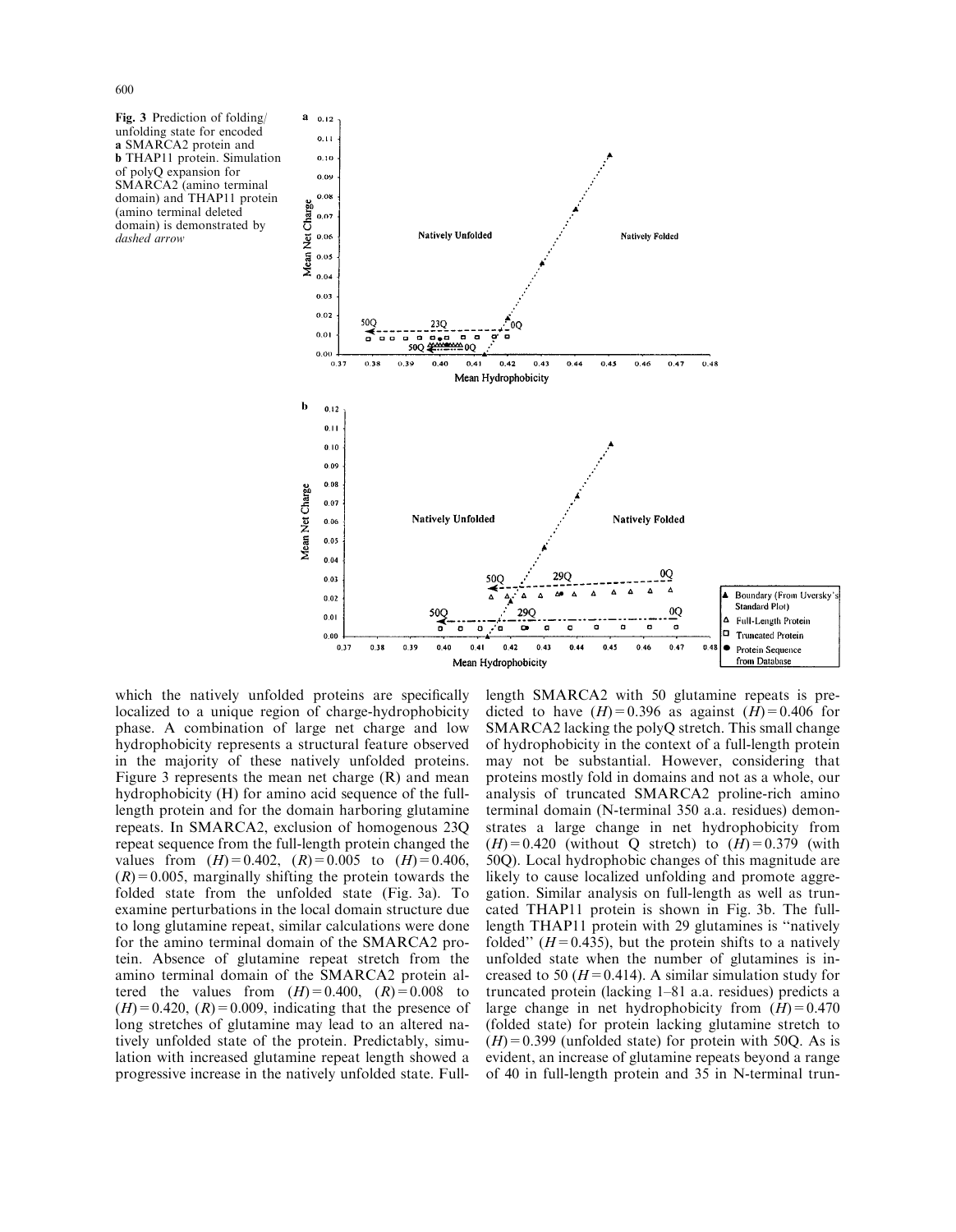**Fig. 3** Prediction of folding/unfolding state for encoded **a** SMARCA2 protein and **b** THAP11 protein. Simulation of polyQ expansion for SMARCA2 (amino terminal domain) and THAP11 protein (amino terminal deleted domain) is demonstrated by *dashed arrow*

which the natively unfolded proteins are specifically localized to a unique region of charge-hydrophobicity phase. A combination of large net charge and low hydrophobicity represents a structural feature observed in the majority of these natively unfolded proteins. Figure 3 represents the mean net charge (R) and mean hydrophobicity (H) for amino acid sequence of the full-length protein and for the domain harboring glutamine repeats. In SMARCA2, exclusion of homogenous 23Q repeat sequence from the full-length protein changed the values from $(H)=0.402$, $(R)=0.005$ to $(H)=0.406$, $(R)=0.005$, marginally shifting the protein towards the folded state from the unfolded state (Fig. 3a). To examine perturbations in the local domain structure due to long glutamine repeat, similar calculations were done for the amino terminal domain of the SMARCA2 protein. Absence of glutamine repeat stretch from the amino terminal domain of the SMARCA2 protein altered the values from $(H)=0.400$, $(R)=0.008$ to $(H)=0.420$, $(R)=0.009$, indicating that the presence of long stretches of glutamine may lead to an altered natively unfolded state of the protein. Predictably, simulation with increased glutamine repeat length showed a progressive increase in the natively unfolded state. Full-length SMARCA2 with 50 glutamine repeats is predicted to have $(H)=0.396$ as against $(H)=0.406$ for SMARCA2 lacking the polyQ stretch. This small change of hydrophobicity in the context of a full-length protein may not be substantial. However, considering that proteins mostly fold in domains and not as a whole, our analysis of truncated SMARCA2 proline-rich amino terminal domain (N-terminal 350 a.a. residues) demonstrates a large change in net hydrophobicity from $(H)=0.420$ (without Q stretch) to $(H)=0.379$ (with 50Q). Local hydrophobic changes of this magnitude are likely to cause localized unfolding and promote aggregation. Similar analysis on full-length as well as truncated THAP11 protein is shown in Fig. 3b. The full-length THAP11 protein with 29 glutamines is "natively folded" $(H=0.435)$, but the protein shifts to a natively unfolded state when the number of glutamines is increased to 50 $(H=0.414)$. A similar simulation study for truncated protein (lacking 1–81 a.a. residues) predicts a large change in net hydrophobicity from $(H)=0.470$ (folded state) for protein lacking glutamine stretch to $(H)=0.399$ (unfolded state) for protein with 50Q. As is evident, an increase of glutamine repeats beyond a range of 40 in full-length protein and 35 in N-terminal trun-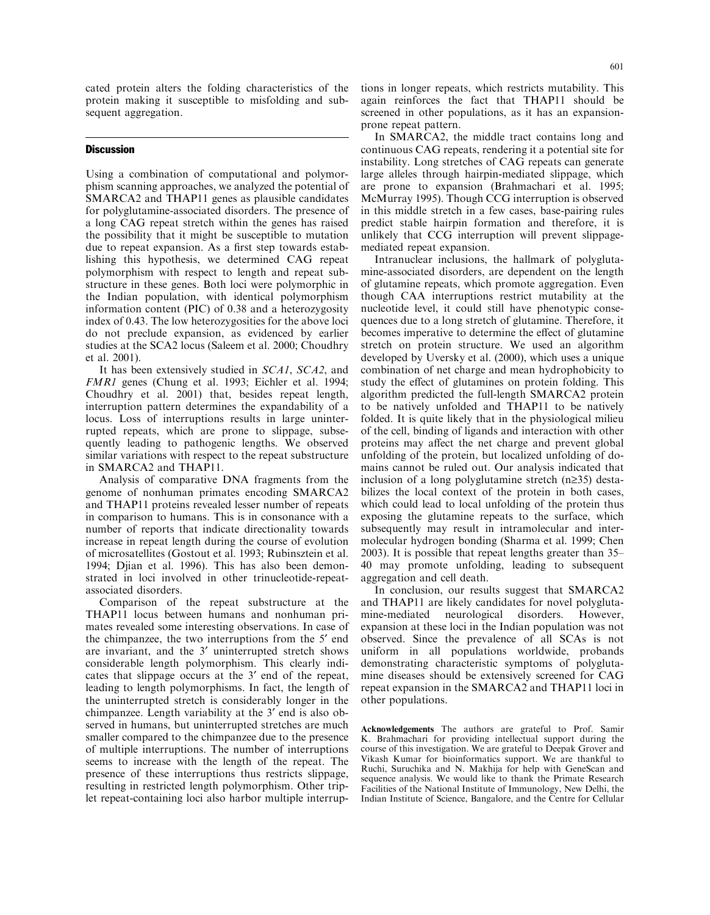cated protein alters the folding characteristics of the protein making it susceptible to misfolding and subsequent aggregation.

## Discussion

Using a combination of computational and polymorphism scanning approaches, we analyzed the potential of SMARCA2 and THAP11 genes as plausible candidates for polyglutamine-associated disorders. The presence of a long CAG repeat stretch within the genes has raised the possibility that it might be susceptible to mutation due to repeat expansion. As a first step towards establishing this hypothesis, we determined CAG repeat polymorphism with respect to length and repeat substructure in these genes. Both loci were polymorphic in the Indian population, with identical polymorphism information content (PIC) of 0.38 and a heterozygosity index of 0.43. The low heterozygosities for the above loci do not preclude expansion, as evidenced by earlier studies at the SCA2 locus (Saleem et al. 2000; Choudhry et al. 2001).

It has been extensively studied in *SCA1*, *SCA2*, and *FMR1* genes (Chung et al. 1993; Eichler et al. 1994; Choudhry et al. 2001) that, besides repeat length, interruption pattern determines the expandability of a locus. Loss of interruptions results in large uninterrupted repeats, which are prone to slippage, subsequently leading to pathogenic lengths. We observed similar variations with respect to the repeat substructure in SMARCA2 and THAP11.

Analysis of comparative DNA fragments from the genome of nonhuman primates encoding SMARCA2 and THAP11 proteins revealed lesser number of repeats in comparison to humans. This is in consonance with a number of reports that indicate directionality towards increase in repeat length during the course of evolution of microsatellites (Gostout et al. 1993; Rubinsztein et al. 1994; Djian et al. 1996). This has also been demonstrated in loci involved in other trinucleotide-repeat-associated disorders.

Comparison of the repeat substructure at the THAP11 locus between humans and nonhuman primates revealed some interesting observations. In case of the chimpanzee, the two interruptions from the 5′ end are invariant, and the 3′ uninterrupted stretch shows considerable length polymorphism. This clearly indicates that slippage occurs at the 3′ end of the repeat, leading to length polymorphisms. In fact, the length of the uninterrupted stretch is considerably longer in the chimpanzee. Length variability at the 3′ end is also observed in humans, but uninterrupted stretches are much smaller compared to the chimpanzee due to the presence of multiple interruptions. The number of interruptions seems to increase with the length of the repeat. The presence of these interruptions thus restricts slippage, resulting in restricted length polymorphism. Other triplet repeat-containing loci also harbor multiple interruptions in longer repeats, which restricts mutability. This again reinforces the fact that THAP11 should be screened in other populations, as it has an expansion-prone repeat pattern.

In SMARCA2, the middle tract contains long and continuous CAG repeats, rendering it a potential site for instability. Long stretches of CAG repeats can generate large alleles through hairpin-mediated slippage, which are prone to expansion (Brahmachari et al. 1995; McMurray 1995). Though CCG interruption is observed in this middle stretch in a few cases, base-pairing rules predict stable hairpin formation and therefore, it is unlikely that CCG interruption will prevent slippage-mediated repeat expansion.

Intranuclear inclusions, the hallmark of polyglutamine-associated disorders, are dependent on the length of glutamine repeats, which promote aggregation. Even though CAA interruptions restrict mutability at the nucleotide level, it could still have phenotypic consequences due to a long stretch of glutamine. Therefore, it becomes imperative to determine the effect of glutamine stretch on protein structure. We used an algorithm developed by Uversky et al. (2000), which uses a unique combination of net charge and mean hydrophobicity to study the effect of glutamines on protein folding. This algorithm predicted the full-length SMARCA2 protein to be natively unfolded and THAP11 to be natively folded. It is quite likely that in the physiological milieu of the cell, binding of ligands and interaction with other proteins may affect the net charge and prevent global unfolding of the protein, but localized unfolding of domains cannot be ruled out. Our analysis indicated that inclusion of a long polyglutamine stretch ($n \geq 35$) destabilizes the local context of the protein in both cases, which could lead to local unfolding of the protein thus exposing the glutamine repeats to the surface, which subsequently may result in intramolecular and intermolecular hydrogen bonding (Sharma et al. 1999; Chen 2003). It is possible that repeat lengths greater than 35–40 may promote unfolding, leading to subsequent aggregation and cell death.

In conclusion, our results suggest that SMARCA2 and THAP11 are likely candidates for novel polyglutamine-mediated neurological disorders. However, expansion at these loci in the Indian population was not observed. Since the prevalence of all SCAs is not uniform in all populations worldwide, probands demonstrating characteristic symptoms of polyglutamine diseases should be extensively screened for CAG repeat expansion in the SMARCA2 and THAP11 loci in other populations.

**Acknowledgements** The authors are grateful to Prof. Samir K. Brahmachari for providing intellectual support during the course of this investigation. We are grateful to Deepak Grover and Vikash Kumar for bioinformatics support. We are thankful to Ruchi, Suruchika and N. Makhija for help with GeneScan and sequence analysis. We would like to thank the Primate Research Facilities of the National Institute of Immunology, New Delhi, the Indian Institute of Science, Bangalore, and the Centre for Cellular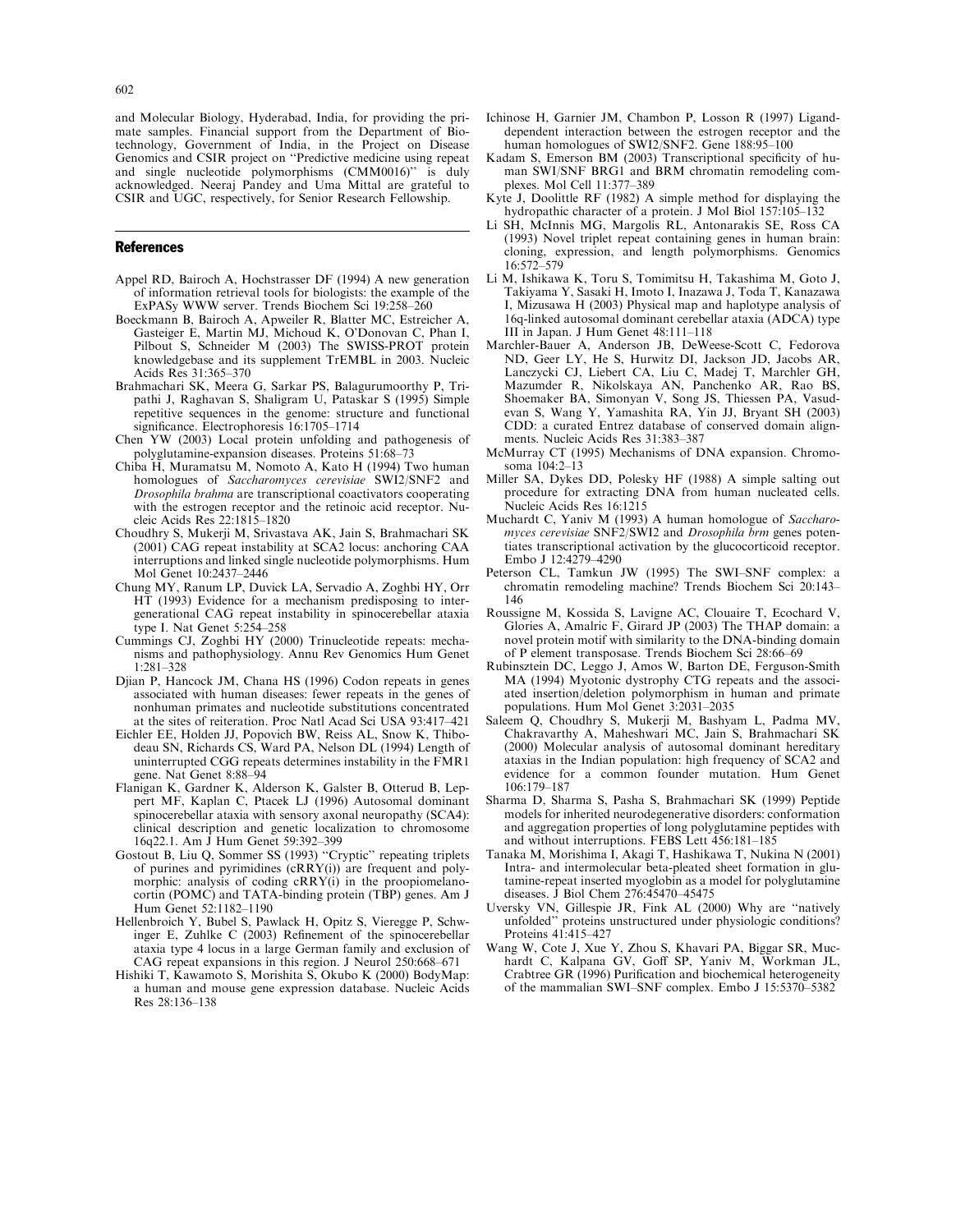and Molecular Biology, Hyderabad, India, for providing the primate samples. Financial support from the Department of Biotechnology, Government of India, in the Project on Disease Genomics and CSIR project on "Predictive medicine using repeat and single nucleotide polymorphisms (CMM0016)" is duly acknowledged. Neeraj Pandey and Uma Mittal are grateful to CSIR and UGC, respectively, for Senior Research Fellowship.

## References

Appel RD, Bairoch A, Hochstrasser DF (1994) A new generation of information retrieval tools for biologists: the example of the ExPASy WWW server. Trends Biochem Sci 19:258–260

Boeckmann B, Bairoch A, Apweiler R, Blatter MC, Estreicher A, Gasteiger E, Martin MJ, Michoud K, O'Donovan C, Phan I, Pilbout S, Schneider M (2003) The SWISS-PROT protein knowledgebase and its supplement TrEMBL in 2003. Nucleic Acids Res 31:365–370

Brahmachari SK, Meera G, Sarkar PS, Balagurumoorthy P, Tripathi J, Raghavan S, Shaligram U, Pataskar S (1995) Simple repetitive sequences in the genome: structure and functional significance. Electrophoresis 16:1705–1714

Chen YW (2003) Local protein unfolding and pathogenesis of polyglutamine-expansion diseases. Proteins 51:68–73

Chiba H, Muramatsu M, Nomoto A, Kato H (1994) Two human homologues of *Saccharomyces cerevisiae* SWI2/SNF2 and *Drosophila brahma* are transcriptional coactivators cooperating with the estrogen receptor and the retinoic acid receptor. Nucleic Acids Res 22:1815–1820

Choudhry S, Mukerji M, Srivastava AK, Jain S, Brahmachari SK (2001) CAG repeat instability at SCA2 locus: anchoring CAA interruptions and linked single nucleotide polymorphisms. Hum Mol Genet 10:2437–2446

Chung MY, Ranum LP, Duvick LA, Servadio A, Zoghbi HY, Orr HT (1993) Evidence for a mechanism predisposing to intergenerational CAG repeat instability in spinocerebellar ataxia type I. Nat Genet 5:254–258

Cummings CJ, Zoghbi HY (2000) Trinucleotide repeats: mechanisms and pathophysiology. Annu Rev Genomics Hum Genet 1:281–328

Djian P, Hancock JM, Chana HS (1996) Codon repeats in genes associated with human diseases: fewer repeats in the genes of nonhuman primates and nucleotide substitutions concentrated at the sites of reiteration. Proc Natl Acad Sci USA 93:417–421

Eichler EE, Holden JJ, Popovich BW, Reiss AL, Snow K, Thibodeau SN, Richards CS, Ward PA, Nelson DL (1994) Length of uninterrupted CGG repeats determines instability in the FMR1 gene. Nat Genet 8:88–94

Flanigan K, Gardner K, Alderson K, Galster B, Otterud B, Leppert MF, Kaplan C, Ptacek LJ (1996) Autosomal dominant spinocerebellar ataxia with sensory axonal neuropathy (SCA4): clinical description and genetic localization to chromosome 16q22.1. Am J Hum Genet 59:392–399

Gostout B, Liu Q, Sommer SS (1993) "Cryptic" repeating triplets of purines and pyrimidines (cRRY(i)) are frequent and polymorphic: analysis of coding cRRY(i) in the proopiomelanocortin (POMC) and TATA-binding protein (TBP) genes. Am J Hum Genet 52:1182–1190

Hellenbroich Y, Bubel S, Pawlack H, Opitz S, Vieregge P, Schwinger E, Zuhlke C (2003) Refinement of the spinocerebellar ataxia type 4 locus in a large German family and exclusion of CAG repeat expansions in this region. J Neurol 250:668–671

Hishiki T, Kawamoto S, Morishita S, Okubo K (2000) BodyMap: a human and mouse gene expression database. Nucleic Acids Res 28:136–138

Ichinose H, Garnier JM, Chambon P, Losson R (1997) Ligand-dependent interaction between the estrogen receptor and the human homologues of SWI2/SNF2. Gene 188:95–100

Kadam S, Emerson BM (2003) Transcriptional specificity of human SWI/SNF BRG1 and BRM chromatin remodeling complexes. Mol Cell 11:377–389

Kyte J, Doolittle RF (1982) A simple method for displaying the hydropathic character of a protein. J Mol Biol 157:105–132

Li SH, McInnis MG, Margolis RL, Antonarakis SE, Ross CA (1993) Novel triplet repeat containing genes in human brain: cloning, expression, and length polymorphisms. Genomics 16:572–579

Li M, Ishikawa K, Toru S, Tomimitsu H, Takashima M, Goto J, Takiyama Y, Sasaki H, Imoto I, Inazawa J, Toda T, Kanazawa I, Mizusawa H (2003) Physical map and haplotype analysis of 16q-linked autosomal dominant cerebellar ataxia (ADCA) type III in Japan. J Hum Genet 48:111–118

Marchler-Bauer A, Anderson JB, DeWeese-Scott C, Fedorova ND, Geer LY, He S, Hurwitz DI, Jackson JD, Jacobs AR, Lanczycki CJ, Liebert CA, Liu C, Madej T, Marchler GH, Mazumder R, Nikolskaya AN, Panchenko AR, Rao BS, Shoemaker BA, Simonyan V, Song JS, Thiessen PA, Vasudevan S, Wang Y, Yamashita RA, Yin JJ, Bryant SH (2003) CDD: a curated Entrez database of conserved domain alignments. Nucleic Acids Res 31:383–387

McMurray CT (1995) Mechanisms of DNA expansion. Chromosoma 104:2–13

Miller SA, Dykes DD, Polesky HF (1988) A simple salting out procedure for extracting DNA from human nucleated cells. Nucleic Acids Res 16:1215

Muchardt C, Yaniv M (1993) A human homologue of *Saccharomyces cerevisiae* SNF2/SWI2 and *Drosophila brm* genes potentiates transcriptional activation by the glucocorticoid receptor. Embo J 12:4279–4290

Peterson CL, Tamkun JW (1995) The SWI–SNF complex: a chromatin remodeling machine? Trends Biochem Sci 20:143–146

Roussigne M, Kossida S, Lavigne AC, Clouaire T, Ecochard V, Glories A, Amalric F, Girard JP (2003) The THAP domain: a novel protein motif with similarity to the DNA-binding domain of P element transposase. Trends Biochem Sci 28:66–69

Rubinsztein DC, Leggo J, Amos W, Barton DE, Ferguson-Smith MA (1994) Myotonic dystrophy CTG repeats and the associated insertion/deletion polymorphism in human and primate populations. Hum Mol Genet 3:2031–2035

Saleem Q, Choudhry S, Mukerji M, Bashyam L, Padma MV, Chakravarthy A, Maheshwari MC, Jain S, Brahmachari SK (2000) Molecular analysis of autosomal dominant hereditary ataxias in the Indian population: high frequency of SCA2 and evidence for a common founder mutation. Hum Genet 106:179–187

Sharma D, Sharma S, Pasha S, Brahmachari SK (1999) Peptide models for inherited neurodegenerative disorders: conformation and aggregation properties of long polyglutamine peptides with and without interruptions. FEBS Lett 456:181–185

Tanaka M, Morishima I, Akagi T, Hashikawa T, Nukina N (2001) Intra- and intermolecular beta-pleated sheet formation in glutamine-repeat inserted myoglobin as a model for polyglutamine diseases. J Biol Chem 276:45470–45475

Uversky VN, Gillespie JR, Fink AL (2000) Why are "natively unfolded" proteins unstructured under physiologic conditions? Proteins 41:415–427

Wang W, Cote J, Xue Y, Zhou S, Khavari PA, Biggar SR, Muchardt C, Kalpana GV, Goff SP, Yaniv M, Workman JL, Crabtree GR (1996) Purification and biochemical heterogeneity of the mammalian SWI–SNF complex. Embo J 15:5370–5382